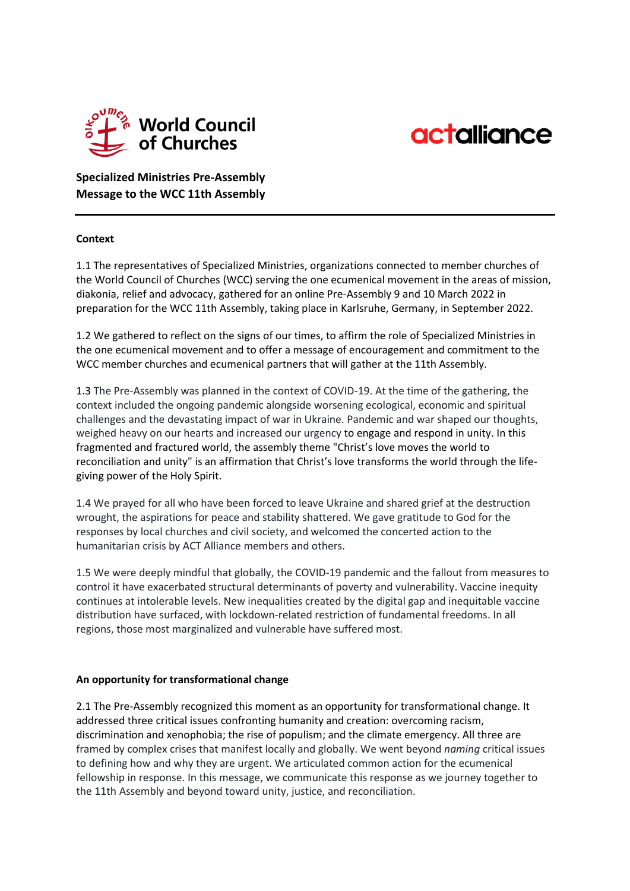World Council of Churches

actalliance

**Specialized Ministries Pre-Assembly**
**Message to the WCC 11th Assembly**

---

**Context**

1.1 The representatives of Specialized Ministries, organizations connected to member churches of the World Council of Churches (WCC) serving the one ecumenical movement in the areas of mission, diakonia, relief and advocacy, gathered for an online Pre-Assembly 9 and 10 March 2022 in preparation for the WCC 11th Assembly, taking place in Karlsruhe, Germany, in September 2022.

1.2 We gathered to reflect on the signs of our times, to affirm the role of Specialized Ministries in the one ecumenical movement and to offer a message of encouragement and commitment to the WCC member churches and ecumenical partners that will gather at the 11th Assembly.

1.3 The Pre-Assembly was planned in the context of COVID-19. At the time of the gathering, the context included the ongoing pandemic alongside worsening ecological, economic and spiritual challenges and the devastating impact of war in Ukraine. Pandemic and war shaped our thoughts, weighed heavy on our hearts and increased our urgency to engage and respond in unity. In this fragmented and fractured world, the assembly theme "Christ's love moves the world to reconciliation and unity" is an affirmation that Christ's love transforms the world through the life-giving power of the Holy Spirit.

1.4 We prayed for all who have been forced to leave Ukraine and shared grief at the destruction wrought, the aspirations for peace and stability shattered. We gave gratitude to God for the responses by local churches and civil society, and welcomed the concerted action to the humanitarian crisis by ACT Alliance members and others.

1.5 We were deeply mindful that globally, the COVID-19 pandemic and the fallout from measures to control it have exacerbated structural determinants of poverty and vulnerability. Vaccine inequity continues at intolerable levels. New inequalities created by the digital gap and inequitable vaccine distribution have surfaced, with lockdown-related restriction of fundamental freedoms. In all regions, those most marginalized and vulnerable have suffered most.

**An opportunity for transformational change**

2.1 The Pre-Assembly recognized this moment as an opportunity for transformational change. It addressed three critical issues confronting humanity and creation: overcoming racism, discrimination and xenophobia; the rise of populism; and the climate emergency. All three are framed by complex crises that manifest locally and globally. We went beyond *naming* critical issues to defining how and why they are urgent. We articulated common action for the ecumenical fellowship in response. In this message, we communicate this response as we journey together to the 11th Assembly and beyond toward unity, justice, and reconciliation.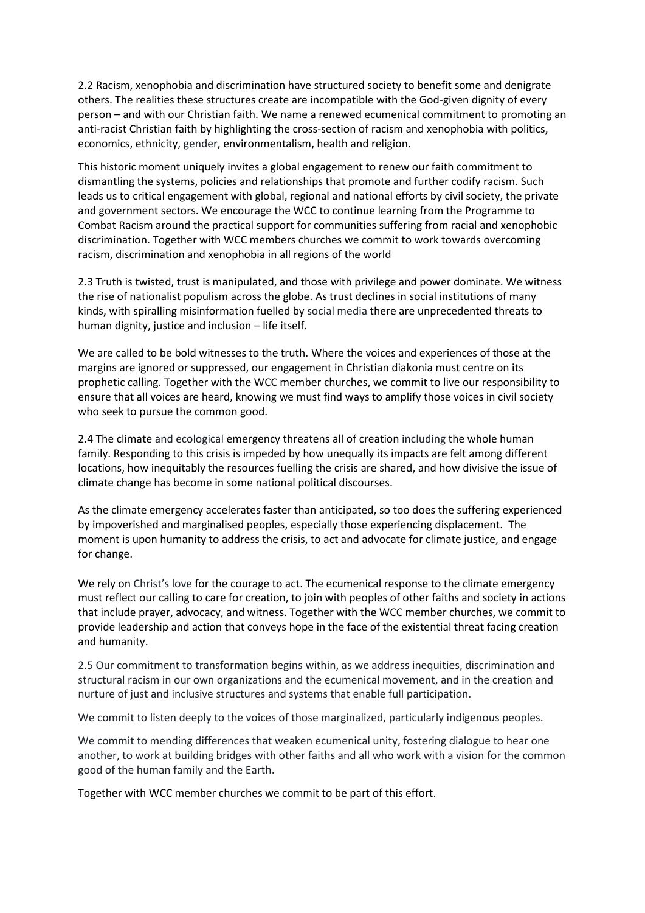2.2 Racism, xenophobia and discrimination have structured society to benefit some and denigrate others. The realities these structures create are incompatible with the God-given dignity of every person – and with our Christian faith. We name a renewed ecumenical commitment to promoting an anti-racist Christian faith by highlighting the cross-section of racism and xenophobia with politics, economics, ethnicity, gender, environmentalism, health and religion.

This historic moment uniquely invites a global engagement to renew our faith commitment to dismantling the systems, policies and relationships that promote and further codify racism. Such leads us to critical engagement with global, regional and national efforts by civil society, the private and government sectors. We encourage the WCC to continue learning from the Programme to Combat Racism around the practical support for communities suffering from racial and xenophobic discrimination. Together with WCC members churches we commit to work towards overcoming racism, discrimination and xenophobia in all regions of the world

2.3 Truth is twisted, trust is manipulated, and those with privilege and power dominate. We witness the rise of nationalist populism across the globe. As trust declines in social institutions of many kinds, with spiralling misinformation fuelled by social media there are unprecedented threats to human dignity, justice and inclusion – life itself.

We are called to be bold witnesses to the truth. Where the voices and experiences of those at the margins are ignored or suppressed, our engagement in Christian diakonia must centre on its prophetic calling. Together with the WCC member churches, we commit to live our responsibility to ensure that all voices are heard, knowing we must find ways to amplify those voices in civil society who seek to pursue the common good.

2.4 The climate and ecological emergency threatens all of creation including the whole human family. Responding to this crisis is impeded by how unequally its impacts are felt among different locations, how inequitably the resources fuelling the crisis are shared, and how divisive the issue of climate change has become in some national political discourses.

As the climate emergency accelerates faster than anticipated, so too does the suffering experienced by impoverished and marginalised peoples, especially those experiencing displacement. The moment is upon humanity to address the crisis, to act and advocate for climate justice, and engage for change.

We rely on Christ's love for the courage to act. The ecumenical response to the climate emergency must reflect our calling to care for creation, to join with peoples of other faiths and society in actions that include prayer, advocacy, and witness. Together with the WCC member churches, we commit to provide leadership and action that conveys hope in the face of the existential threat facing creation and humanity.

2.5 Our commitment to transformation begins within, as we address inequities, discrimination and structural racism in our own organizations and the ecumenical movement, and in the creation and nurture of just and inclusive structures and systems that enable full participation.

We commit to listen deeply to the voices of those marginalized, particularly indigenous peoples.

We commit to mending differences that weaken ecumenical unity, fostering dialogue to hear one another, to work at building bridges with other faiths and all who work with a vision for the common good of the human family and the Earth.

Together with WCC member churches we commit to be part of this effort.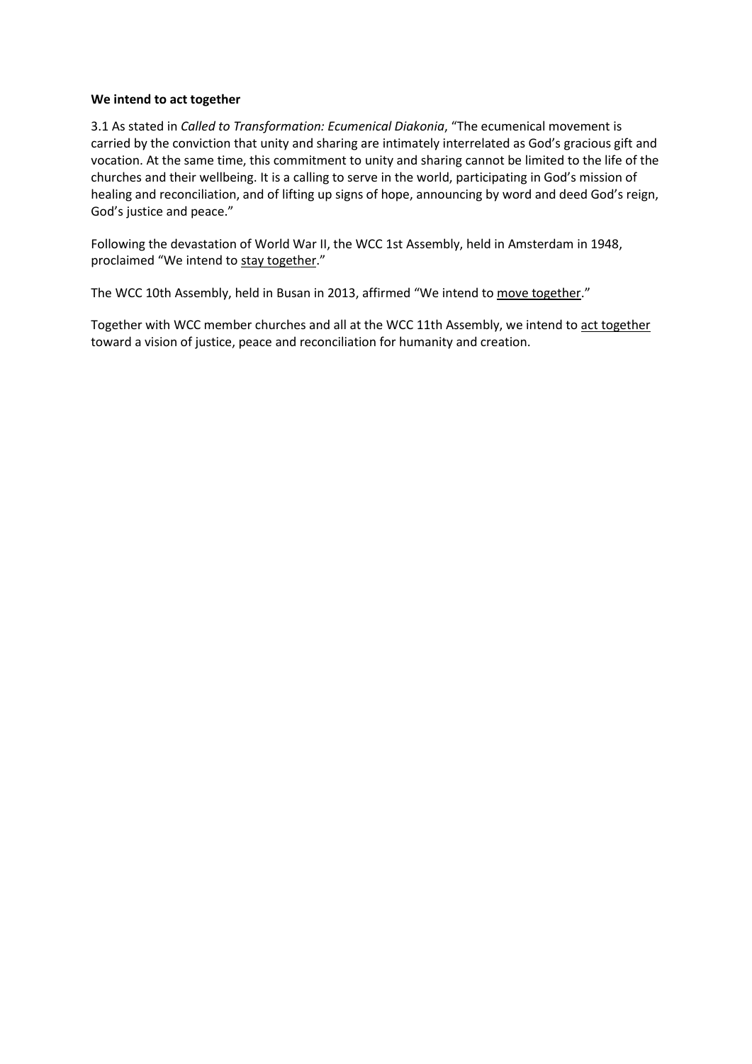**We intend to act together**

3.1 As stated in *Called to Transformation: Ecumenical Diakonia*, "The ecumenical movement is carried by the conviction that unity and sharing are intimately interrelated as God's gracious gift and vocation. At the same time, this commitment to unity and sharing cannot be limited to the life of the churches and their wellbeing. It is a calling to serve in the world, participating in God's mission of healing and reconciliation, and of lifting up signs of hope, announcing by word and deed God's reign, God's justice and peace."

Following the devastation of World War II, the WCC 1st Assembly, held in Amsterdam in 1948, proclaimed "We intend to <u>stay together</u>."

The WCC 10th Assembly, held in Busan in 2013, affirmed "We intend to <u>move together</u>."

Together with WCC member churches and all at the WCC 11th Assembly, we intend to <u>act together</u> toward a vision of justice, peace and reconciliation for humanity and creation.